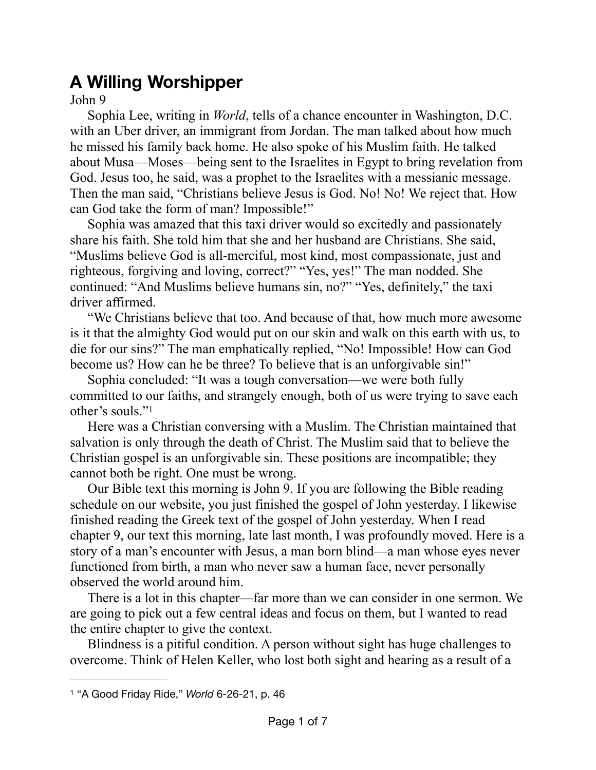# A Willing Worshipper

John 9

Sophia Lee, writing in *World*, tells of a chance encounter in Washington, D.C. with an Uber driver, an immigrant from Jordan. The man talked about how much he missed his family back home. He also spoke of his Muslim faith. He talked about Musa—Moses—being sent to the Israelites in Egypt to bring revelation from God. Jesus too, he said, was a prophet to the Israelites with a messianic message. Then the man said, "Christians believe Jesus is God. No! No! We reject that. How can God take the form of man? Impossible!"

Sophia was amazed that this taxi driver would so excitedly and passionately share his faith. She told him that she and her husband are Christians. She said, "Muslims believe God is all-merciful, most kind, most compassionate, just and righteous, forgiving and loving, correct?" "Yes, yes!" The man nodded. She continued: "And Muslims believe humans sin, no?" "Yes, definitely," the taxi driver affirmed.

"We Christians believe that too. And because of that, how much more awesome is it that the almighty God would put on our skin and walk on this earth with us, to die for our sins?" The man emphatically replied, "No! Impossible! How can God become us? How can he be three? To believe that is an unforgivable sin!"

Sophia concluded: "It was a tough conversation—we were both fully committed to our faiths, and strangely enough, both of us were trying to save each other's souls."[1]

Here was a Christian conversing with a Muslim. The Christian maintained that salvation is only through the death of Christ. The Muslim said that to believe the Christian gospel is an unforgivable sin. These positions are incompatible; they cannot both be right. One must be wrong.

Our Bible text this morning is John 9. If you are following the Bible reading schedule on our website, you just finished the gospel of John yesterday. I likewise finished reading the Greek text of the gospel of John yesterday. When I read chapter 9, our text this morning, late last month, I was profoundly moved. Here is a story of a man's encounter with Jesus, a man born blind—a man whose eyes never functioned from birth, a man who never saw a human face, never personally observed the world around him.

There is a lot in this chapter—far more than we can consider in one sermon. We are going to pick out a few central ideas and focus on them, but I wanted to read the entire chapter to give the context.

Blindness is a pitiful condition. A person without sight has huge challenges to overcome. Think of Helen Keller, who lost both sight and hearing as a result of a

---

[1] "A Good Friday Ride," *World* 6-26-21, p. 46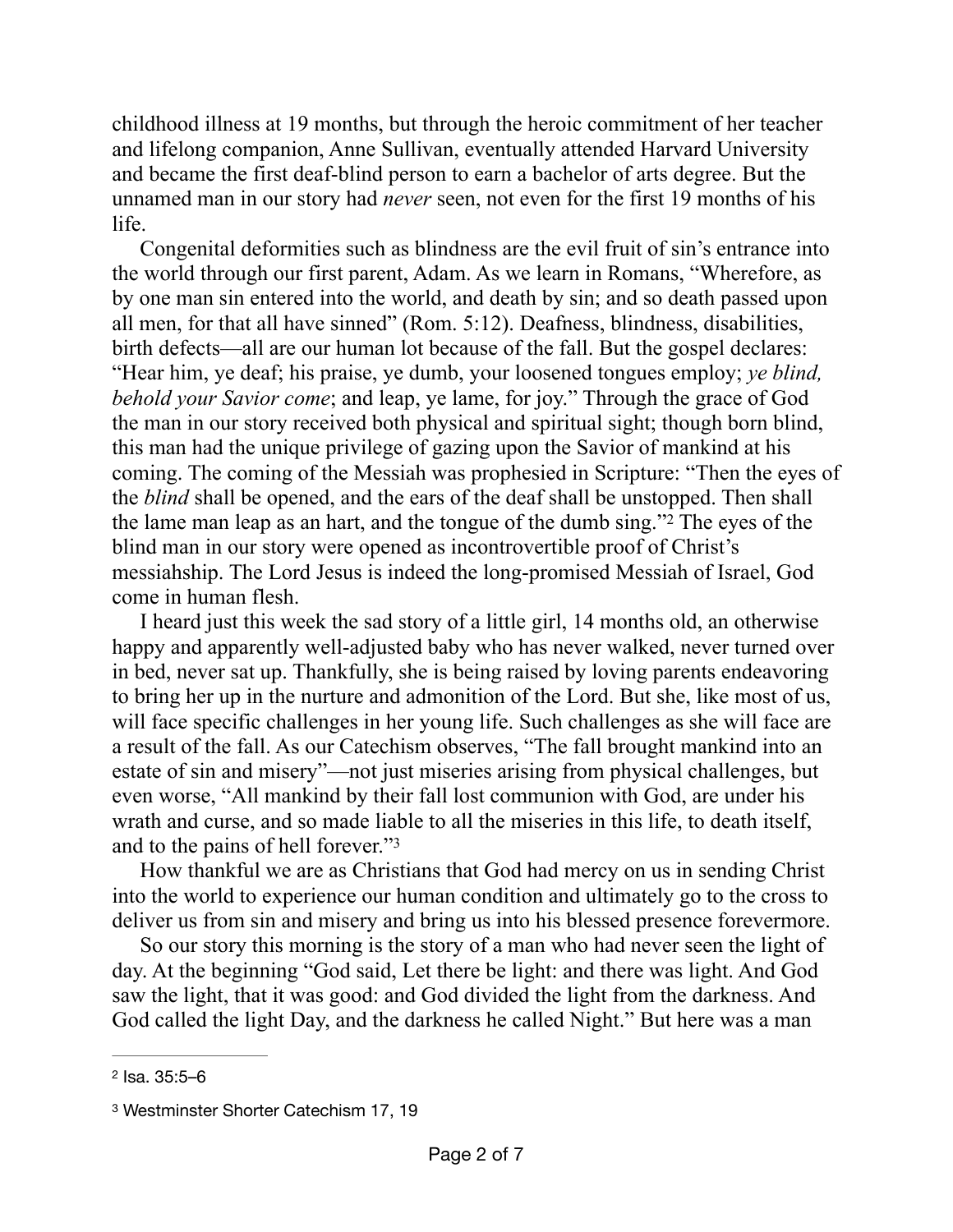childhood illness at 19 months, but through the heroic commitment of her teacher and lifelong companion, Anne Sullivan, eventually attended Harvard University and became the first deaf-blind person to earn a bachelor of arts degree. But the unnamed man in our story had *never* seen, not even for the first 19 months of his life.

Congenital deformities such as blindness are the evil fruit of sin's entrance into the world through our first parent, Adam. As we learn in Romans, "Wherefore, as by one man sin entered into the world, and death by sin; and so death passed upon all men, for that all have sinned" (Rom. 5:12). Deafness, blindness, disabilities, birth defects—all are our human lot because of the fall. But the gospel declares: "Hear him, ye deaf; his praise, ye dumb, your loosened tongues employ; *ye blind, behold your Savior come*; and leap, ye lame, for joy." Through the grace of God the man in our story received both physical and spiritual sight; though born blind, this man had the unique privilege of gazing upon the Savior of mankind at his coming. The coming of the Messiah was prophesied in Scripture: "Then the eyes of the *blind* shall be opened, and the ears of the deaf shall be unstopped. Then shall the lame man leap as an hart, and the tongue of the dumb sing."[2] The eyes of the blind man in our story were opened as incontrovertible proof of Christ's messiahship. The Lord Jesus is indeed the long-promised Messiah of Israel, God come in human flesh.

I heard just this week the sad story of a little girl, 14 months old, an otherwise happy and apparently well-adjusted baby who has never walked, never turned over in bed, never sat up. Thankfully, she is being raised by loving parents endeavoring to bring her up in the nurture and admonition of the Lord. But she, like most of us, will face specific challenges in her young life. Such challenges as she will face are a result of the fall. As our Catechism observes, "The fall brought mankind into an estate of sin and misery"—not just miseries arising from physical challenges, but even worse, "All mankind by their fall lost communion with God, are under his wrath and curse, and so made liable to all the miseries in this life, to death itself, and to the pains of hell forever."[3]

How thankful we are as Christians that God had mercy on us in sending Christ into the world to experience our human condition and ultimately go to the cross to deliver us from sin and misery and bring us into his blessed presence forevermore.

So our story this morning is the story of a man who had never seen the light of day. At the beginning "God said, Let there be light: and there was light. And God saw the light, that it was good: and God divided the light from the darkness. And God called the light Day, and the darkness he called Night." But here was a man

---

[2] Isa. 35:5–6

[3] Westminster Shorter Catechism 17, 19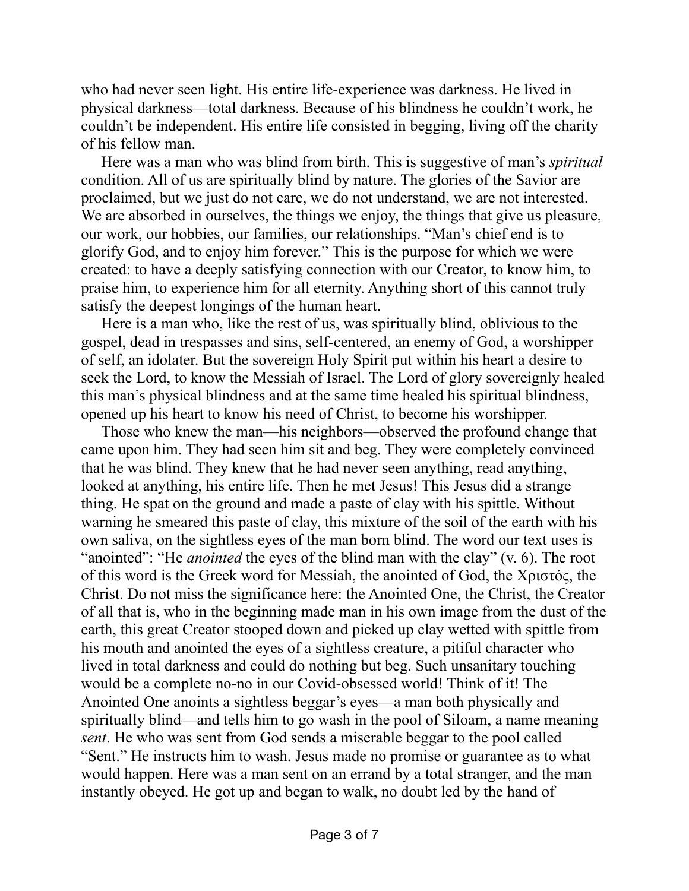who had never seen light. His entire life-experience was darkness. He lived in physical darkness—total darkness. Because of his blindness he couldn't work, he couldn't be independent. His entire life consisted in begging, living off the charity of his fellow man.

Here was a man who was blind from birth. This is suggestive of man's *spiritual* condition. All of us are spiritually blind by nature. The glories of the Savior are proclaimed, but we just do not care, we do not understand, we are not interested. We are absorbed in ourselves, the things we enjoy, the things that give us pleasure, our work, our hobbies, our families, our relationships. "Man's chief end is to glorify God, and to enjoy him forever." This is the purpose for which we were created: to have a deeply satisfying connection with our Creator, to know him, to praise him, to experience him for all eternity. Anything short of this cannot truly satisfy the deepest longings of the human heart.

Here is a man who, like the rest of us, was spiritually blind, oblivious to the gospel, dead in trespasses and sins, self-centered, an enemy of God, a worshipper of self, an idolater. But the sovereign Holy Spirit put within his heart a desire to seek the Lord, to know the Messiah of Israel. The Lord of glory sovereignly healed this man's physical blindness and at the same time healed his spiritual blindness, opened up his heart to know his need of Christ, to become his worshipper.

Those who knew the man—his neighbors—observed the profound change that came upon him. They had seen him sit and beg. They were completely convinced that he was blind. They knew that he had never seen anything, read anything, looked at anything, his entire life. Then he met Jesus! This Jesus did a strange thing. He spat on the ground and made a paste of clay with his spittle. Without warning he smeared this paste of clay, this mixture of the soil of the earth with his own saliva, on the sightless eyes of the man born blind. The word our text uses is "anointed": "He *anointed* the eyes of the blind man with the clay" (v. 6). The root of this word is the Greek word for Messiah, the anointed of God, the Χριστός, the Christ. Do not miss the significance here: the Anointed One, the Christ, the Creator of all that is, who in the beginning made man in his own image from the dust of the earth, this great Creator stooped down and picked up clay wetted with spittle from his mouth and anointed the eyes of a sightless creature, a pitiful character who lived in total darkness and could do nothing but beg. Such unsanitary touching would be a complete no-no in our Covid-obsessed world! Think of it! The Anointed One anoints a sightless beggar's eyes—a man both physically and spiritually blind—and tells him to go wash in the pool of Siloam, a name meaning *sent*. He who was sent from God sends a miserable beggar to the pool called "Sent." He instructs him to wash. Jesus made no promise or guarantee as to what would happen. Here was a man sent on an errand by a total stranger, and the man instantly obeyed. He got up and began to walk, no doubt led by the hand of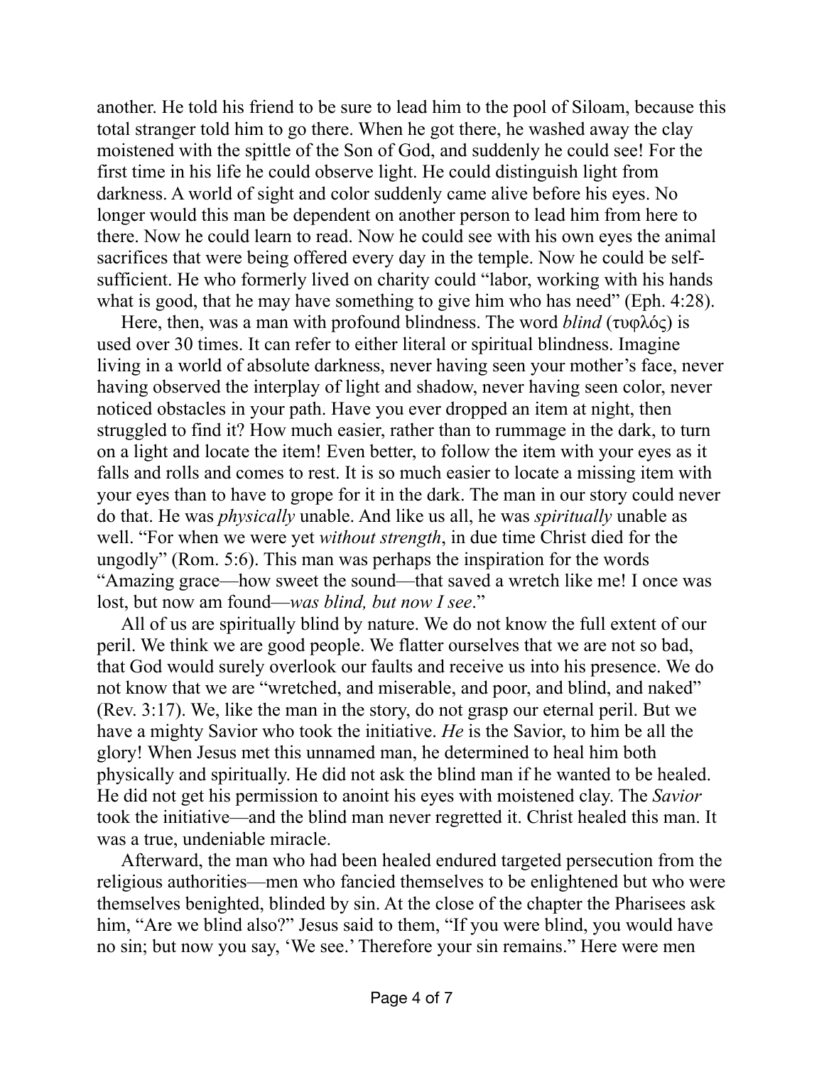another. He told his friend to be sure to lead him to the pool of Siloam, because this total stranger told him to go there. When he got there, he washed away the clay moistened with the spittle of the Son of God, and suddenly he could see! For the first time in his life he could observe light. He could distinguish light from darkness. A world of sight and color suddenly came alive before his eyes. No longer would this man be dependent on another person to lead him from here to there. Now he could learn to read. Now he could see with his own eyes the animal sacrifices that were being offered every day in the temple. Now he could be self-sufficient. He who formerly lived on charity could "labor, working with his hands what is good, that he may have something to give him who has need" (Eph. 4:28).

Here, then, was a man with profound blindness. The word *blind* (τυφλός) is used over 30 times. It can refer to either literal or spiritual blindness. Imagine living in a world of absolute darkness, never having seen your mother's face, never having observed the interplay of light and shadow, never having seen color, never noticed obstacles in your path. Have you ever dropped an item at night, then struggled to find it? How much easier, rather than to rummage in the dark, to turn on a light and locate the item! Even better, to follow the item with your eyes as it falls and rolls and comes to rest. It is so much easier to locate a missing item with your eyes than to have to grope for it in the dark. The man in our story could never do that. He was *physically* unable. And like us all, he was *spiritually* unable as well. "For when we were yet *without strength*, in due time Christ died for the ungodly" (Rom. 5:6). This man was perhaps the inspiration for the words "Amazing grace—how sweet the sound—that saved a wretch like me! I once was lost, but now am found—*was blind, but now I see*."

All of us are spiritually blind by nature. We do not know the full extent of our peril. We think we are good people. We flatter ourselves that we are not so bad, that God would surely overlook our faults and receive us into his presence. We do not know that we are "wretched, and miserable, and poor, and blind, and naked" (Rev. 3:17). We, like the man in the story, do not grasp our eternal peril. But we have a mighty Savior who took the initiative. *He* is the Savior, to him be all the glory! When Jesus met this unnamed man, he determined to heal him both physically and spiritually. He did not ask the blind man if he wanted to be healed. He did not get his permission to anoint his eyes with moistened clay. The *Savior* took the initiative—and the blind man never regretted it. Christ healed this man. It was a true, undeniable miracle.

Afterward, the man who had been healed endured targeted persecution from the religious authorities—men who fancied themselves to be enlightened but who were themselves benighted, blinded by sin. At the close of the chapter the Pharisees ask him, "Are we blind also?" Jesus said to them, "If you were blind, you would have no sin; but now you say, 'We see.' Therefore your sin remains." Here were men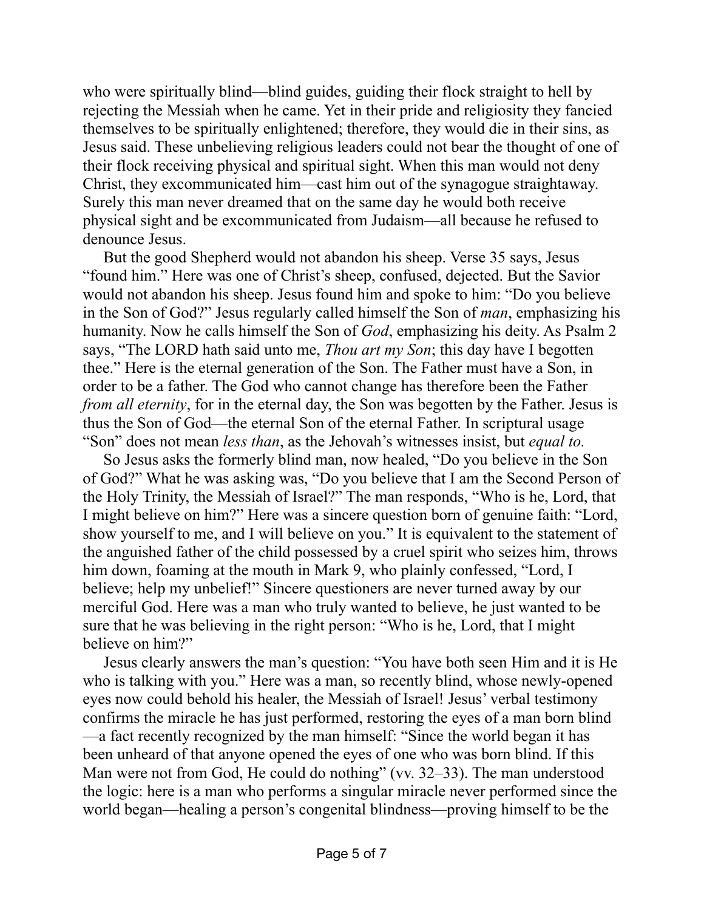who were spiritually blind—blind guides, guiding their flock straight to hell by rejecting the Messiah when he came. Yet in their pride and religiosity they fancied themselves to be spiritually enlightened; therefore, they would die in their sins, as Jesus said. These unbelieving religious leaders could not bear the thought of one of their flock receiving physical and spiritual sight. When this man would not deny Christ, they excommunicated him—cast him out of the synagogue straightaway. Surely this man never dreamed that on the same day he would both receive physical sight and be excommunicated from Judaism—all because he refused to denounce Jesus.

But the good Shepherd would not abandon his sheep. Verse 35 says, Jesus "found him." Here was one of Christ's sheep, confused, dejected. But the Savior would not abandon his sheep. Jesus found him and spoke to him: "Do you believe in the Son of God?" Jesus regularly called himself the Son of *man*, emphasizing his humanity. Now he calls himself the Son of *God*, emphasizing his deity. As Psalm 2 says, "The LORD hath said unto me, *Thou art my Son*; this day have I begotten thee." Here is the eternal generation of the Son. The Father must have a Son, in order to be a father. The God who cannot change has therefore been the Father *from all eternity*, for in the eternal day, the Son was begotten by the Father. Jesus is thus the Son of God—the eternal Son of the eternal Father. In scriptural usage "Son" does not mean *less than*, as the Jehovah's witnesses insist, but *equal to.*

So Jesus asks the formerly blind man, now healed, "Do you believe in the Son of God?" What he was asking was, "Do you believe that I am the Second Person of the Holy Trinity, the Messiah of Israel?" The man responds, "Who is he, Lord, that I might believe on him?" Here was a sincere question born of genuine faith: "Lord, show yourself to me, and I will believe on you." It is equivalent to the statement of the anguished father of the child possessed by a cruel spirit who seizes him, throws him down, foaming at the mouth in Mark 9, who plainly confessed, "Lord, I believe; help my unbelief!" Sincere questioners are never turned away by our merciful God. Here was a man who truly wanted to believe, he just wanted to be sure that he was believing in the right person: "Who is he, Lord, that I might believe on him?"

Jesus clearly answers the man's question: "You have both seen Him and it is He who is talking with you." Here was a man, so recently blind, whose newly-opened eyes now could behold his healer, the Messiah of Israel! Jesus' verbal testimony confirms the miracle he has just performed, restoring the eyes of a man born blind—a fact recently recognized by the man himself: "Since the world began it has been unheard of that anyone opened the eyes of one who was born blind. If this Man were not from God, He could do nothing" (vv. 32–33). The man understood the logic: here is a man who performs a singular miracle never performed since the world began—healing a person's congenital blindness—proving himself to be the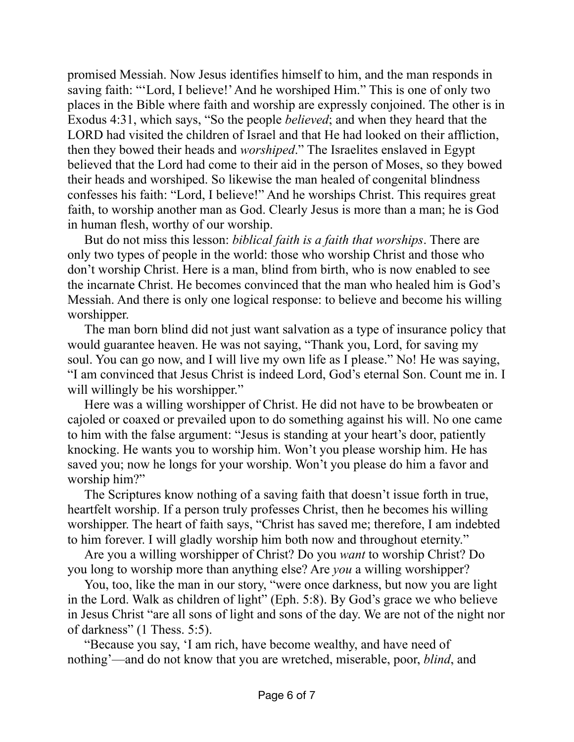promised Messiah. Now Jesus identifies himself to him, and the man responds in saving faith: "'Lord, I believe!' And he worshiped Him." This is one of only two places in the Bible where faith and worship are expressly conjoined. The other is in Exodus 4:31, which says, "So the people *believed*; and when they heard that the LORD had visited the children of Israel and that He had looked on their affliction, then they bowed their heads and *worshiped*." The Israelites enslaved in Egypt believed that the Lord had come to their aid in the person of Moses, so they bowed their heads and worshiped. So likewise the man healed of congenital blindness confesses his faith: "Lord, I believe!" And he worships Christ. This requires great faith, to worship another man as God. Clearly Jesus is more than a man; he is God in human flesh, worthy of our worship.

But do not miss this lesson: *biblical faith is a faith that worships*. There are only two types of people in the world: those who worship Christ and those who don't worship Christ. Here is a man, blind from birth, who is now enabled to see the incarnate Christ. He becomes convinced that the man who healed him is God's Messiah. And there is only one logical response: to believe and become his willing worshipper.

The man born blind did not just want salvation as a type of insurance policy that would guarantee heaven. He was not saying, "Thank you, Lord, for saving my soul. You can go now, and I will live my own life as I please." No! He was saying, "I am convinced that Jesus Christ is indeed Lord, God's eternal Son. Count me in. I will willingly be his worshipper."

Here was a willing worshipper of Christ. He did not have to be browbeaten or cajoled or coaxed or prevailed upon to do something against his will. No one came to him with the false argument: "Jesus is standing at your heart's door, patiently knocking. He wants you to worship him. Won't you please worship him. He has saved you; now he longs for your worship. Won't you please do him a favor and worship him?"

The Scriptures know nothing of a saving faith that doesn't issue forth in true, heartfelt worship. If a person truly professes Christ, then he becomes his willing worshipper. The heart of faith says, "Christ has saved me; therefore, I am indebted to him forever. I will gladly worship him both now and throughout eternity."

Are you a willing worshipper of Christ? Do you *want* to worship Christ? Do you long to worship more than anything else? Are *you* a willing worshipper?

You, too, like the man in our story, "were once darkness, but now you are light in the Lord. Walk as children of light" (Eph. 5:8). By God's grace we who believe in Jesus Christ "are all sons of light and sons of the day. We are not of the night nor of darkness" (1 Thess. 5:5).

"Because you say, 'I am rich, have become wealthy, and have need of nothing'—and do not know that you are wretched, miserable, poor, *blind*, and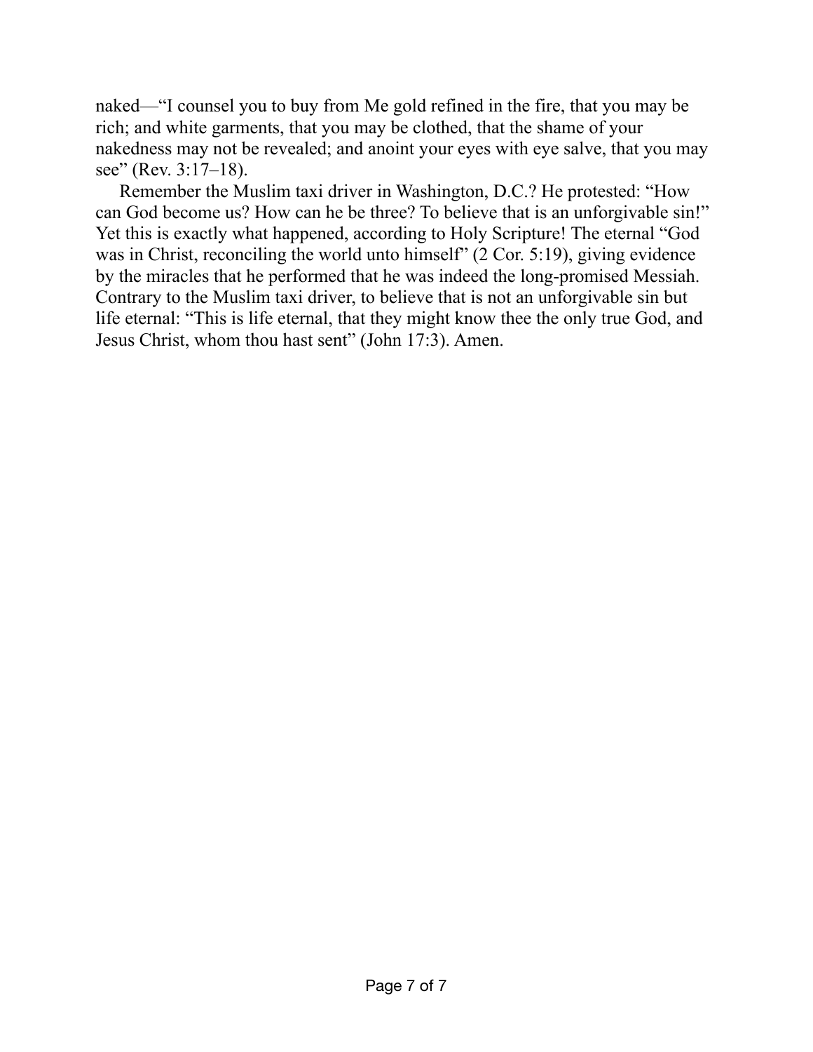naked—“I counsel you to buy from Me gold refined in the fire, that you may be rich; and white garments, that you may be clothed, that the shame of your nakedness may not be revealed; and anoint your eyes with eye salve, that you may see” (Rev. 3:17–18).

Remember the Muslim taxi driver in Washington, D.C.? He protested: “How can God become us? How can he be three? To believe that is an unforgivable sin!” Yet this is exactly what happened, according to Holy Scripture! The eternal “God was in Christ, reconciling the world unto himself” (2 Cor. 5:19), giving evidence by the miracles that he performed that he was indeed the long-promised Messiah. Contrary to the Muslim taxi driver, to believe that is not an unforgivable sin but life eternal: “This is life eternal, that they might know thee the only true God, and Jesus Christ, whom thou hast sent” (John 17:3). Amen.